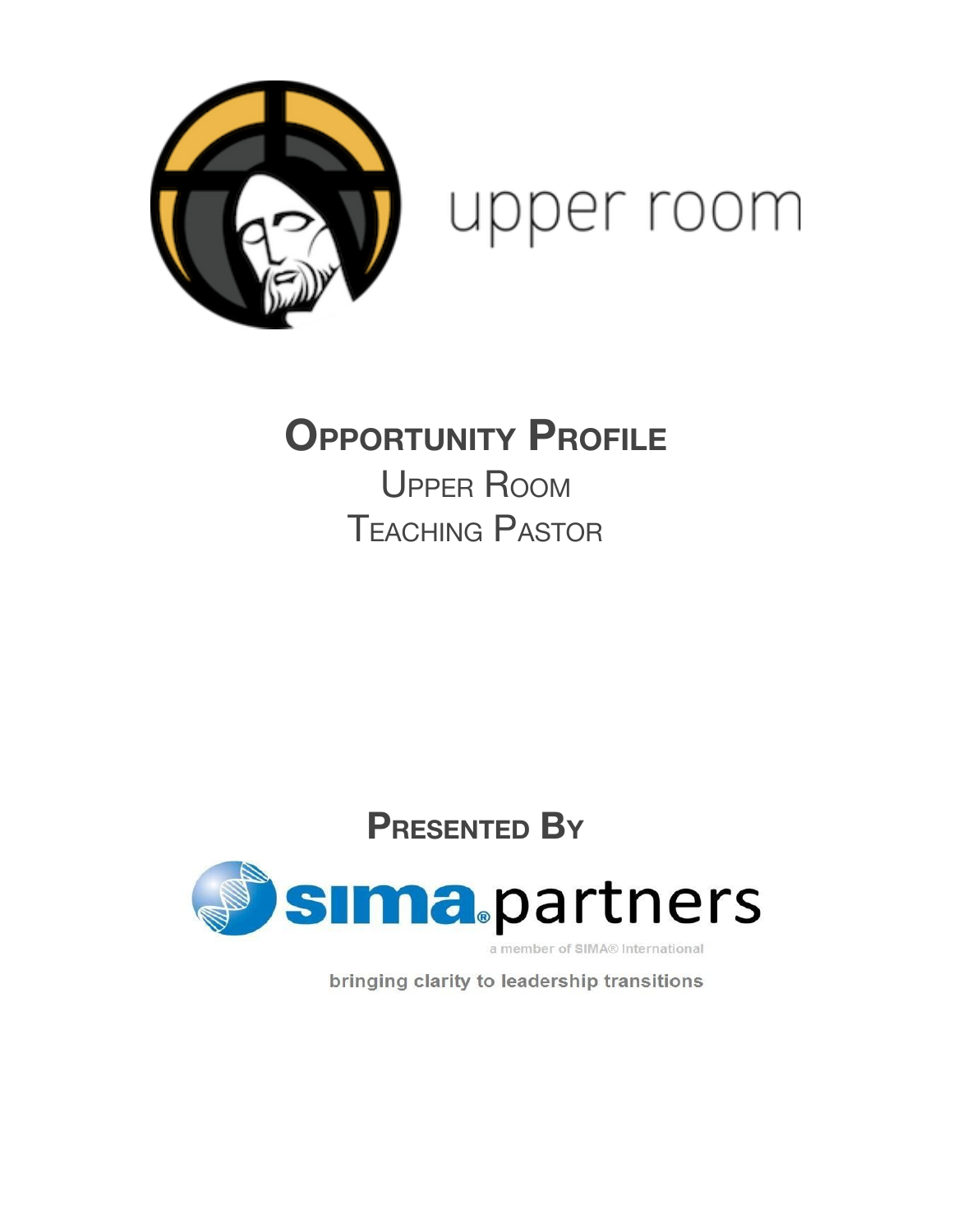upper room

# Opportunity Profile

Upper Room

Teaching Pastor

## Presented By

sima® partners

a member of SIMA® International

bringing clarity to leadership transitions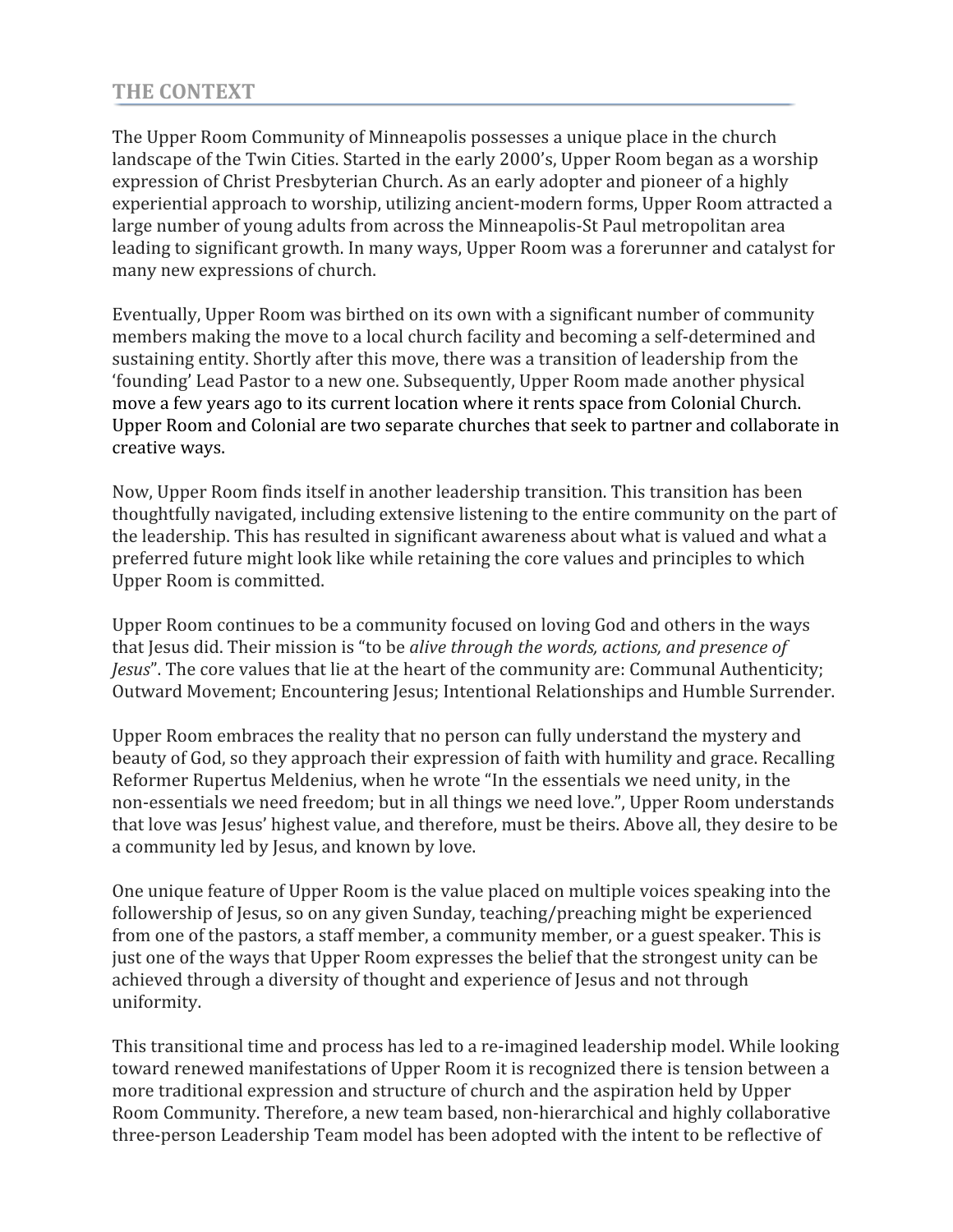## THE CONTEXT

The Upper Room Community of Minneapolis possesses a unique place in the church landscape of the Twin Cities. Started in the early 2000's, Upper Room began as a worship expression of Christ Presbyterian Church. As an early adopter and pioneer of a highly experiential approach to worship, utilizing ancient-modern forms, Upper Room attracted a large number of young adults from across the Minneapolis-St Paul metropolitan area leading to significant growth. In many ways, Upper Room was a forerunner and catalyst for many new expressions of church.

Eventually, Upper Room was birthed on its own with a significant number of community members making the move to a local church facility and becoming a self-determined and sustaining entity. Shortly after this move, there was a transition of leadership from the 'founding' Lead Pastor to a new one. Subsequently, Upper Room made another physical move a few years ago to its current location where it rents space from Colonial Church. Upper Room and Colonial are two separate churches that seek to partner and collaborate in creative ways.

Now, Upper Room finds itself in another leadership transition. This transition has been thoughtfully navigated, including extensive listening to the entire community on the part of the leadership. This has resulted in significant awareness about what is valued and what a preferred future might look like while retaining the core values and principles to which Upper Room is committed.

Upper Room continues to be a community focused on loving God and others in the ways that Jesus did. Their mission is "to be *alive through the words, actions, and presence of Jesus*". The core values that lie at the heart of the community are: Communal Authenticity; Outward Movement; Encountering Jesus; Intentional Relationships and Humble Surrender.

Upper Room embraces the reality that no person can fully understand the mystery and beauty of God, so they approach their expression of faith with humility and grace. Recalling Reformer Rupertus Meldenius, when he wrote "In the essentials we need unity, in the non-essentials we need freedom; but in all things we need love.", Upper Room understands that love was Jesus' highest value, and therefore, must be theirs. Above all, they desire to be a community led by Jesus, and known by love.

One unique feature of Upper Room is the value placed on multiple voices speaking into the followership of Jesus, so on any given Sunday, teaching/preaching might be experienced from one of the pastors, a staff member, a community member, or a guest speaker. This is just one of the ways that Upper Room expresses the belief that the strongest unity can be achieved through a diversity of thought and experience of Jesus and not through uniformity.

This transitional time and process has led to a re-imagined leadership model. While looking toward renewed manifestations of Upper Room it is recognized there is tension between a more traditional expression and structure of church and the aspiration held by Upper Room Community. Therefore, a new team based, non-hierarchical and highly collaborative three-person Leadership Team model has been adopted with the intent to be reflective of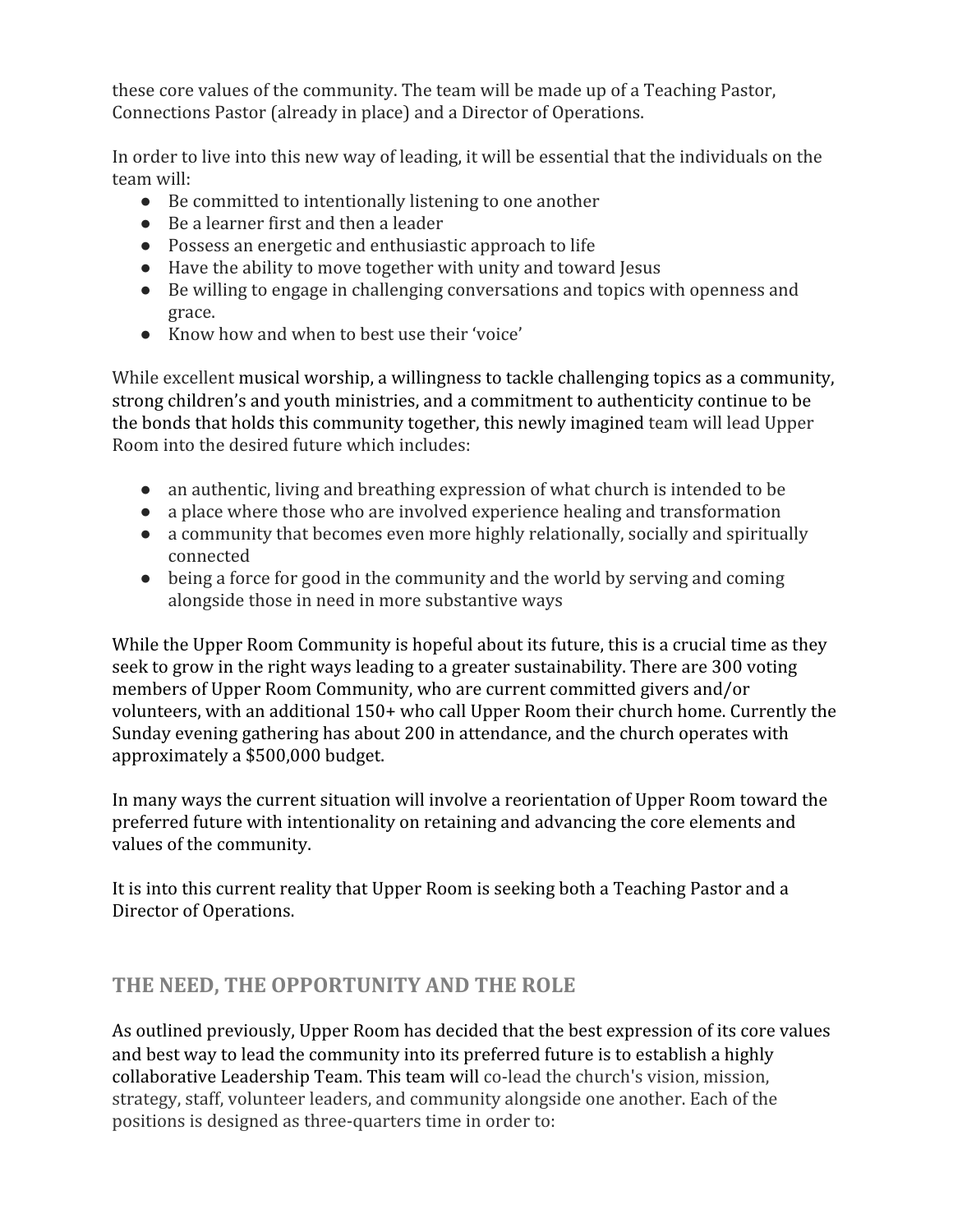these core values of the community. The team will be made up of a Teaching Pastor, Connections Pastor (already in place) and a Director of Operations.

In order to live into this new way of leading, it will be essential that the individuals on the team will:

- Be committed to intentionally listening to one another
- Be a learner first and then a leader
- Possess an energetic and enthusiastic approach to life
- Have the ability to move together with unity and toward Jesus
- Be willing to engage in challenging conversations and topics with openness and grace.
- Know how and when to best use their 'voice'

While excellent musical worship, a willingness to tackle challenging topics as a community, strong children's and youth ministries, and a commitment to authenticity continue to be the bonds that holds this community together, this newly imagined team will lead Upper Room into the desired future which includes:

- an authentic, living and breathing expression of what church is intended to be
- a place where those who are involved experience healing and transformation
- a community that becomes even more highly relationally, socially and spiritually connected
- being a force for good in the community and the world by serving and coming alongside those in need in more substantive ways

While the Upper Room Community is hopeful about its future, this is a crucial time as they seek to grow in the right ways leading to a greater sustainability. There are 300 voting members of Upper Room Community, who are current committed givers and/or volunteers, with an additional 150+ who call Upper Room their church home. Currently the Sunday evening gathering has about 200 in attendance, and the church operates with approximately a $500,000 budget.

In many ways the current situation will involve a reorientation of Upper Room toward the preferred future with intentionality on retaining and advancing the core elements and values of the community.

It is into this current reality that Upper Room is seeking both a Teaching Pastor and a Director of Operations.

## THE NEED, THE OPPORTUNITY AND THE ROLE

As outlined previously, Upper Room has decided that the best expression of its core values and best way to lead the community into its preferred future is to establish a highly collaborative Leadership Team. This team will co-lead the church's vision, mission, strategy, staff, volunteer leaders, and community alongside one another. Each of the positions is designed as three-quarters time in order to: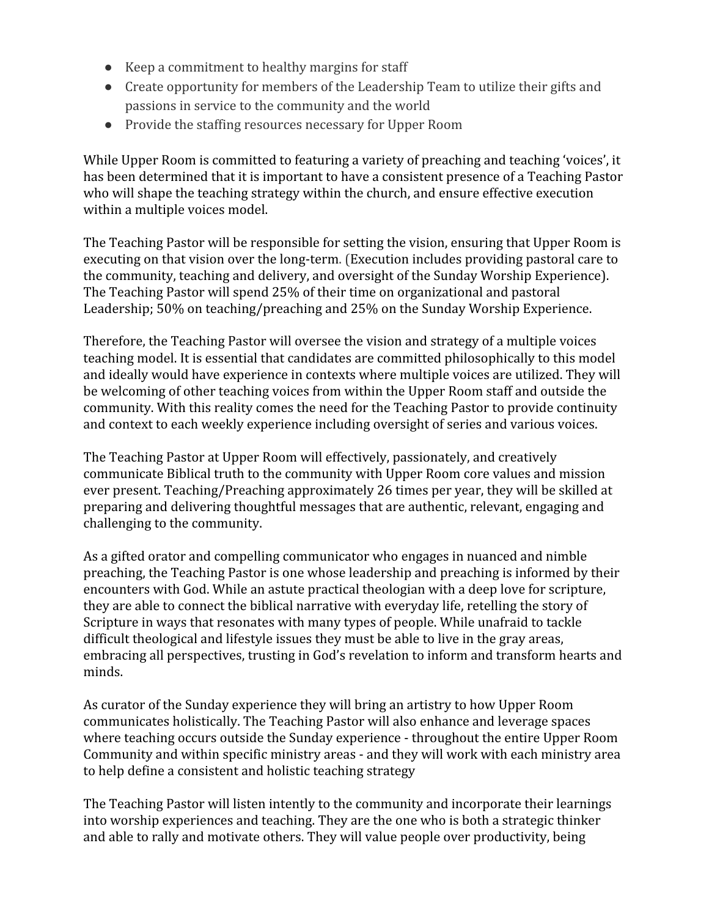- Keep a commitment to healthy margins for staff
- Create opportunity for members of the Leadership Team to utilize their gifts and passions in service to the community and the world
- Provide the staffing resources necessary for Upper Room

While Upper Room is committed to featuring a variety of preaching and teaching 'voices', it has been determined that it is important to have a consistent presence of a Teaching Pastor who will shape the teaching strategy within the church, and ensure effective execution within a multiple voices model.

The Teaching Pastor will be responsible for setting the vision, ensuring that Upper Room is executing on that vision over the long-term. (Execution includes providing pastoral care to the community, teaching and delivery, and oversight of the Sunday Worship Experience). The Teaching Pastor will spend 25% of their time on organizational and pastoral Leadership; 50% on teaching/preaching and 25% on the Sunday Worship Experience.

Therefore, the Teaching Pastor will oversee the vision and strategy of a multiple voices teaching model. It is essential that candidates are committed philosophically to this model and ideally would have experience in contexts where multiple voices are utilized. They will be welcoming of other teaching voices from within the Upper Room staff and outside the community. With this reality comes the need for the Teaching Pastor to provide continuity and context to each weekly experience including oversight of series and various voices.

The Teaching Pastor at Upper Room will effectively, passionately, and creatively communicate Biblical truth to the community with Upper Room core values and mission ever present. Teaching/Preaching approximately 26 times per year, they will be skilled at preparing and delivering thoughtful messages that are authentic, relevant, engaging and challenging to the community.

As a gifted orator and compelling communicator who engages in nuanced and nimble preaching, the Teaching Pastor is one whose leadership and preaching is informed by their encounters with God. While an astute practical theologian with a deep love for scripture, they are able to connect the biblical narrative with everyday life, retelling the story of Scripture in ways that resonates with many types of people. While unafraid to tackle difficult theological and lifestyle issues they must be able to live in the gray areas, embracing all perspectives, trusting in God's revelation to inform and transform hearts and minds.

As curator of the Sunday experience they will bring an artistry to how Upper Room communicates holistically. The Teaching Pastor will also enhance and leverage spaces where teaching occurs outside the Sunday experience - throughout the entire Upper Room Community and within specific ministry areas - and they will work with each ministry area to help define a consistent and holistic teaching strategy

The Teaching Pastor will listen intently to the community and incorporate their learnings into worship experiences and teaching. They are the one who is both a strategic thinker and able to rally and motivate others. They will value people over productivity, being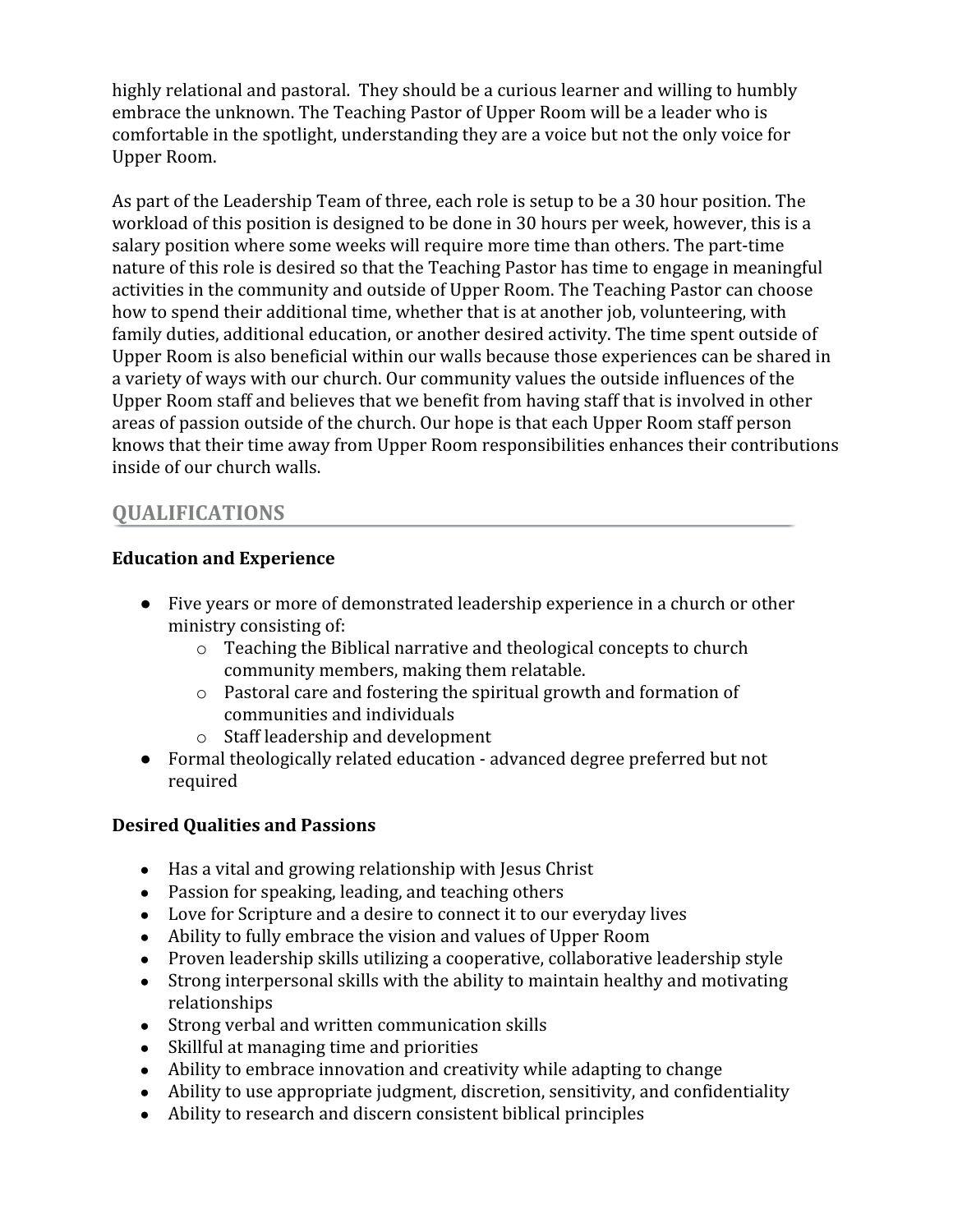highly relational and pastoral. They should be a curious learner and willing to humbly embrace the unknown. The Teaching Pastor of Upper Room will be a leader who is comfortable in the spotlight, understanding they are a voice but not the only voice for Upper Room.

As part of the Leadership Team of three, each role is setup to be a 30 hour position. The workload of this position is designed to be done in 30 hours per week, however, this is a salary position where some weeks will require more time than others. The part-time nature of this role is desired so that the Teaching Pastor has time to engage in meaningful activities in the community and outside of Upper Room. The Teaching Pastor can choose how to spend their additional time, whether that is at another job, volunteering, with family duties, additional education, or another desired activity. The time spent outside of Upper Room is also beneficial within our walls because those experiences can be shared in a variety of ways with our church. Our community values the outside influences of the Upper Room staff and believes that we benefit from having staff that is involved in other areas of passion outside of the church. Our hope is that each Upper Room staff person knows that their time away from Upper Room responsibilities enhances their contributions inside of our church walls.

## QUALIFICATIONS

### Education and Experience

- Five years or more of demonstrated leadership experience in a church or other ministry consisting of:
  - Teaching the Biblical narrative and theological concepts to church community members, making them relatable.
  - Pastoral care and fostering the spiritual growth and formation of communities and individuals
  - Staff leadership and development
- Formal theologically related education - advanced degree preferred but not required

### Desired Qualities and Passions

- Has a vital and growing relationship with Jesus Christ
- Passion for speaking, leading, and teaching others
- Love for Scripture and a desire to connect it to our everyday lives
- Ability to fully embrace the vision and values of Upper Room
- Proven leadership skills utilizing a cooperative, collaborative leadership style
- Strong interpersonal skills with the ability to maintain healthy and motivating relationships
- Strong verbal and written communication skills
- Skillful at managing time and priorities
- Ability to embrace innovation and creativity while adapting to change
- Ability to use appropriate judgment, discretion, sensitivity, and confidentiality
- Ability to research and discern consistent biblical principles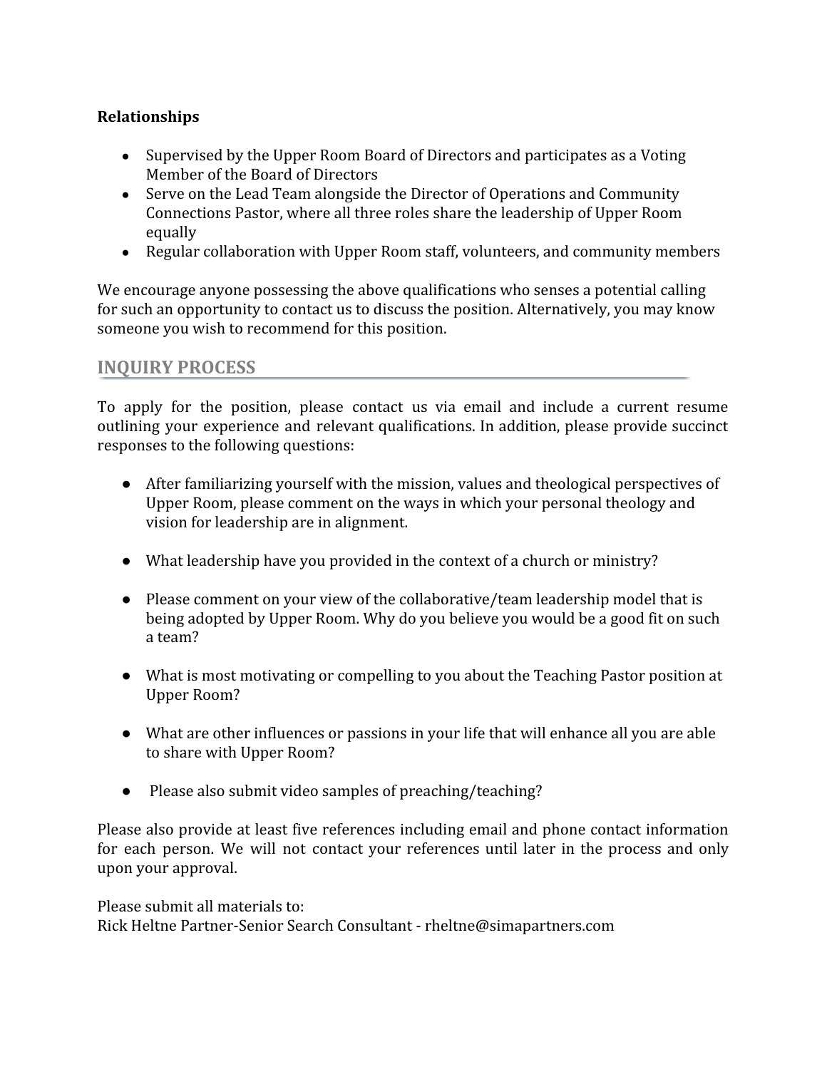**Relationships**

- Supervised by the Upper Room Board of Directors and participates as a Voting Member of the Board of Directors
- Serve on the Lead Team alongside the Director of Operations and Community Connections Pastor, where all three roles share the leadership of Upper Room equally
- Regular collaboration with Upper Room staff, volunteers, and community members

We encourage anyone possessing the above qualifications who senses a potential calling for such an opportunity to contact us to discuss the position. Alternatively, you may know someone you wish to recommend for this position.

## INQUIRY PROCESS

To apply for the position, please contact us via email and include a current resume outlining your experience and relevant qualifications. In addition, please provide succinct responses to the following questions:

- After familiarizing yourself with the mission, values and theological perspectives of Upper Room, please comment on the ways in which your personal theology and vision for leadership are in alignment.

- What leadership have you provided in the context of a church or ministry?

- Please comment on your view of the collaborative/team leadership model that is being adopted by Upper Room. Why do you believe you would be a good fit on such a team?

- What is most motivating or compelling to you about the Teaching Pastor position at Upper Room?

- What are other influences or passions in your life that will enhance all you are able to share with Upper Room?

- Please also submit video samples of preaching/teaching?

Please also provide at least five references including email and phone contact information for each person. We will not contact your references until later in the process and only upon your approval.

Please submit all materials to:
Rick Heltne Partner-Senior Search Consultant - rheltne@simapartners.com